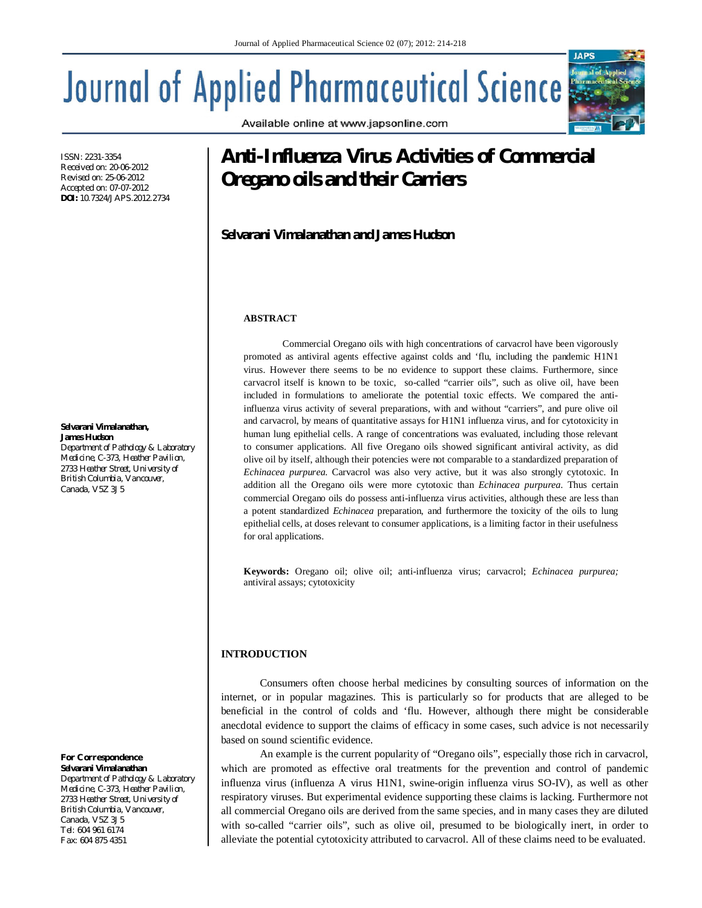# Anti-Influenza Virus Activities of Commercial Oregano oils and their Carriers

**Selvarani Vimalanathan and James Hudson**

ISSN: 2231-3354
Received on: 20-06-2012
Revised on: 25-06-2012
Accepted on: 07-07-2012
**DOI:** 10.7324/JAPS.2012.2734

**Selvarani Vimalanathan, James Hudson**
Department of Pathology & Laboratory Medicine, C-373, Heather Pavilion, 2733 Heather Street, University of British Columbia, Vancouver, Canada, V5Z 3J5

**For Correspondence**
**Selvarani Vimalanathan**
Department of Pathology & Laboratory Medicine, C-373, Heather Pavilion, 2733 Heather Street, University of British Columbia, Vancouver, Canada, V5Z 3J5
Tel: 604 961 6174
Fax: 604 875 4351

## ABSTRACT

Commercial Oregano oils with high concentrations of carvacrol have been vigorously promoted as antiviral agents effective against colds and 'flu, including the pandemic H1N1 virus. However there seems to be no evidence to support these claims. Furthermore, since carvacrol itself is known to be toxic, so-called "carrier oils", such as olive oil, have been included in formulations to ameliorate the potential toxic effects. We compared the anti-influenza virus activity of several preparations, with and without "carriers", and pure olive oil and carvacrol, by means of quantitative assays for H1N1 influenza virus, and for cytotoxicity in human lung epithelial cells. A range of concentrations was evaluated, including those relevant to consumer applications. All five Oregano oils showed significant antiviral activity, as did olive oil by itself, although their potencies were not comparable to a standardized preparation of *Echinacea purpurea.* Carvacrol was also very active, but it was also strongly cytotoxic. In addition all the Oregano oils were more cytotoxic than *Echinacea purpurea.* Thus certain commercial Oregano oils do possess anti-influenza virus activities, although these are less than a potent standardized *Echinacea* preparation, and furthermore the toxicity of the oils to lung epithelial cells, at doses relevant to consumer applications, is a limiting factor in their usefulness for oral applications.

**Keywords:** Oregano oil; olive oil; anti-influenza virus; carvacrol; *Echinacea purpurea;* antiviral assays; cytotoxicity

## INTRODUCTION

Consumers often choose herbal medicines by consulting sources of information on the internet, or in popular magazines. This is particularly so for products that are alleged to be beneficial in the control of colds and 'flu. However, although there might be considerable anecdotal evidence to support the claims of efficacy in some cases, such advice is not necessarily based on sound scientific evidence.

An example is the current popularity of "Oregano oils", especially those rich in carvacrol, which are promoted as effective oral treatments for the prevention and control of pandemic influenza virus (influenza A virus H1N1, swine-origin influenza virus SO-IV), as well as other respiratory viruses. But experimental evidence supporting these claims is lacking. Furthermore not all commercial Oregano oils are derived from the same species, and in many cases they are diluted with so-called "carrier oils", such as olive oil, presumed to be biologically inert, in order to alleviate the potential cytotoxicity attributed to carvacrol. All of these claims need to be evaluated.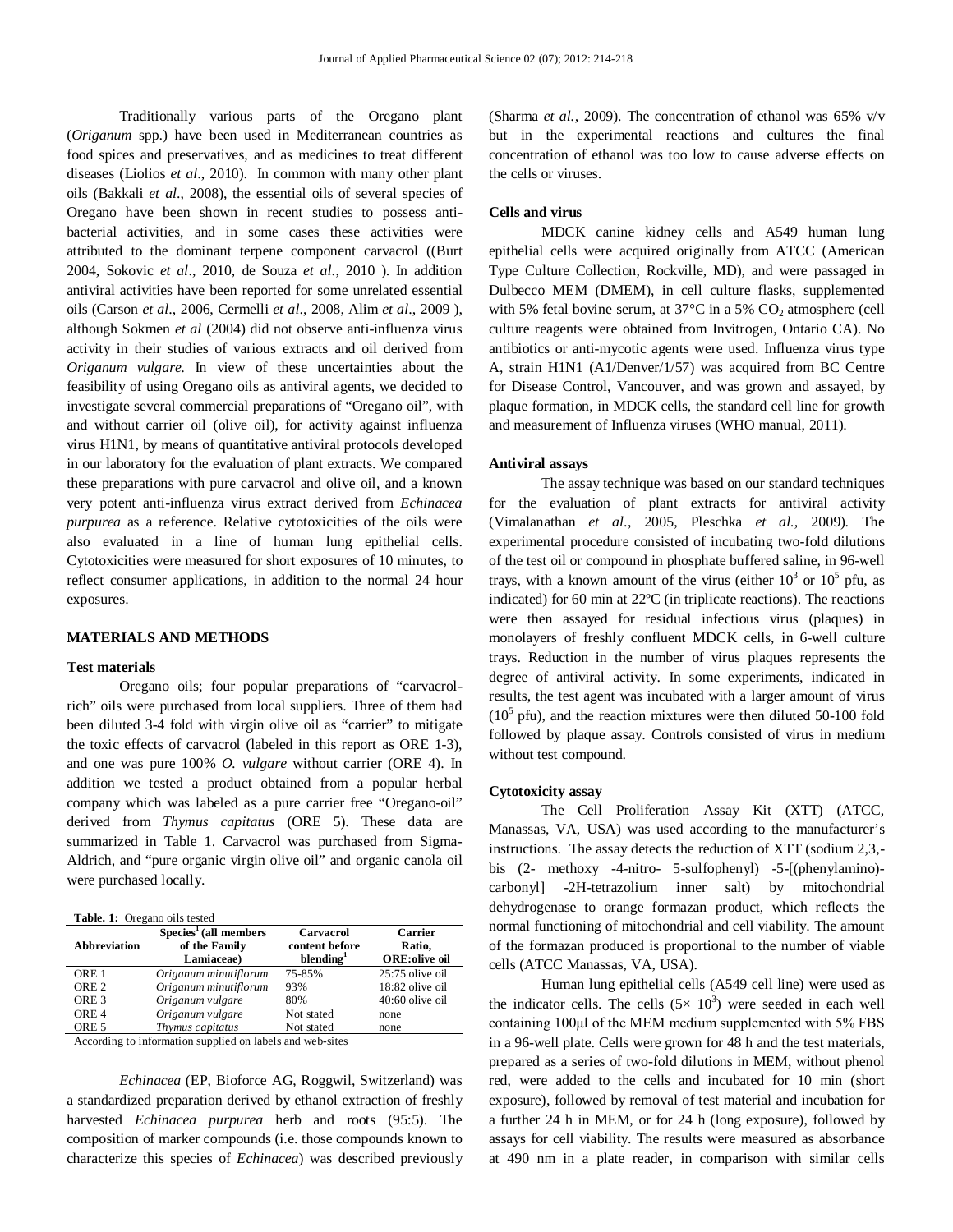Traditionally various parts of the Oregano plant (*Origanum* spp.) have been used in Mediterranean countries as food spices and preservatives, and as medicines to treat different diseases (Liolios *et al*., 2010). In common with many other plant oils (Bakkali *et al*., 2008), the essential oils of several species of Oregano have been shown in recent studies to possess anti-bacterial activities, and in some cases these activities were attributed to the dominant terpene component carvacrol ((Burt 2004, Sokovic *et al*., 2010, de Souza *et al*., 2010 ). In addition antiviral activities have been reported for some unrelated essential oils (Carson *et al*., 2006, Cermelli *et al*., 2008, Alim *et al*., 2009 ), although Sokmen *et al* (2004) did not observe anti-influenza virus activity in their studies of various extracts and oil derived from *Origanum vulgare.* In view of these uncertainties about the feasibility of using Oregano oils as antiviral agents, we decided to investigate several commercial preparations of "Oregano oil", with and without carrier oil (olive oil), for activity against influenza virus H1N1, by means of quantitative antiviral protocols developed in our laboratory for the evaluation of plant extracts. We compared these preparations with pure carvacrol and olive oil, and a known very potent anti-influenza virus extract derived from *Echinacea purpurea* as a reference. Relative cytotoxicities of the oils were also evaluated in a line of human lung epithelial cells. Cytotoxicities were measured for short exposures of 10 minutes, to reflect consumer applications, in addition to the normal 24 hour exposures.

## MATERIALS AND METHODS

### Test materials

Oregano oils; four popular preparations of "carvacrol-rich" oils were purchased from local suppliers. Three of them had been diluted 3-4 fold with virgin olive oil as "carrier" to mitigate the toxic effects of carvacrol (labeled in this report as ORE 1-3), and one was pure 100% *O. vulgare* without carrier (ORE 4). In addition we tested a product obtained from a popular herbal company which was labeled as a pure carrier free "Oregano-oil" derived from *Thymus capitatus* (ORE 5). These data are summarized in Table 1. Carvacrol was purchased from Sigma-Aldrich, and "pure organic virgin olive oil" and organic canola oil were purchased locally.

**Table. 1:** Oregano oils tested

| Abbreviation | Species[1] (all members of the Family Lamiaceae) | Carvacrol content before blending[1] | Carrier Ratio, ORE:olive oil |
|---|---|---|---|
| ORE 1 | *Origanum minutiflorum* | 75-85% | 25:75 olive oil |
| ORE 2 | *Origanum minutiflorum* | 93% | 18:82 olive oil |
| ORE 3 | *Origanum vulgare* | 80% | 40:60 olive oil |
| ORE 4 | *Origanum vulgare* | Not stated | none |
| ORE 5 | *Thymus capitatus* | Not stated | none |

According to information supplied on labels and web-sites

*Echinacea* (EP, Bioforce AG, Roggwil, Switzerland) was a standardized preparation derived by ethanol extraction of freshly harvested *Echinacea purpurea* herb and roots (95:5). The composition of marker compounds (i.e. those compounds known to characterize this species of *Echinacea*) was described previously (Sharma *et al.*, 2009). The concentration of ethanol was 65% v/v but in the experimental reactions and cultures the final concentration of ethanol was too low to cause adverse effects on the cells or viruses.

### Cells and virus

MDCK canine kidney cells and A549 human lung epithelial cells were acquired originally from ATCC (American Type Culture Collection, Rockville, MD), and were passaged in Dulbecco MEM (DMEM), in cell culture flasks, supplemented with 5% fetal bovine serum, at 37°C in a 5% $CO_2$ atmosphere (cell culture reagents were obtained from Invitrogen, Ontario CA). No antibiotics or anti-mycotic agents were used. Influenza virus type A, strain H1N1 (A1/Denver/1/57) was acquired from BC Centre for Disease Control, Vancouver, and was grown and assayed, by plaque formation, in MDCK cells, the standard cell line for growth and measurement of Influenza viruses (WHO manual, 2011).

### Antiviral assays

The assay technique was based on our standard techniques for the evaluation of plant extracts for antiviral activity (Vimalanathan *et al.*, 2005, Pleschka *et al.*, 2009). The experimental procedure consisted of incubating two-fold dilutions of the test oil or compound in phosphate buffered saline, in 96-well trays, with a known amount of the virus (either $10^3$ or $10^5$ pfu, as indicated) for 60 min at 22ºC (in triplicate reactions). The reactions were then assayed for residual infectious virus (plaques) in monolayers of freshly confluent MDCK cells, in 6-well culture trays. Reduction in the number of virus plaques represents the degree of antiviral activity. In some experiments, indicated in results, the test agent was incubated with a larger amount of virus ($10^5$ pfu), and the reaction mixtures were then diluted 50-100 fold followed by plaque assay. Controls consisted of virus in medium without test compound.

### Cytotoxicity assay

The Cell Proliferation Assay Kit (XTT) (ATCC, Manassas, VA, USA) was used according to the manufacturer's instructions. The assay detects the reduction of XTT (sodium 2,3,-bis (2- methoxy -4-nitro- 5-sulfophenyl) -5-[(phenylamino)-carbonyl] -2H-tetrazolium inner salt) by mitochondrial dehydrogenase to orange formazan product, which reflects the normal functioning of mitochondrial and cell viability. The amount of the formazan produced is proportional to the number of viable cells (ATCC Manassas, VA, USA).

Human lung epithelial cells (A549 cell line) were used as the indicator cells. The cells ($5\times 10^3$) were seeded in each well containing 100µl of the MEM medium supplemented with 5% FBS in a 96-well plate. Cells were grown for 48 h and the test materials, prepared as a series of two-fold dilutions in MEM, without phenol red, were added to the cells and incubated for 10 min (short exposure), followed by removal of test material and incubation for a further 24 h in MEM, or for 24 h (long exposure), followed by assays for cell viability. The results were measured as absorbance at 490 nm in a plate reader, in comparison with similar cells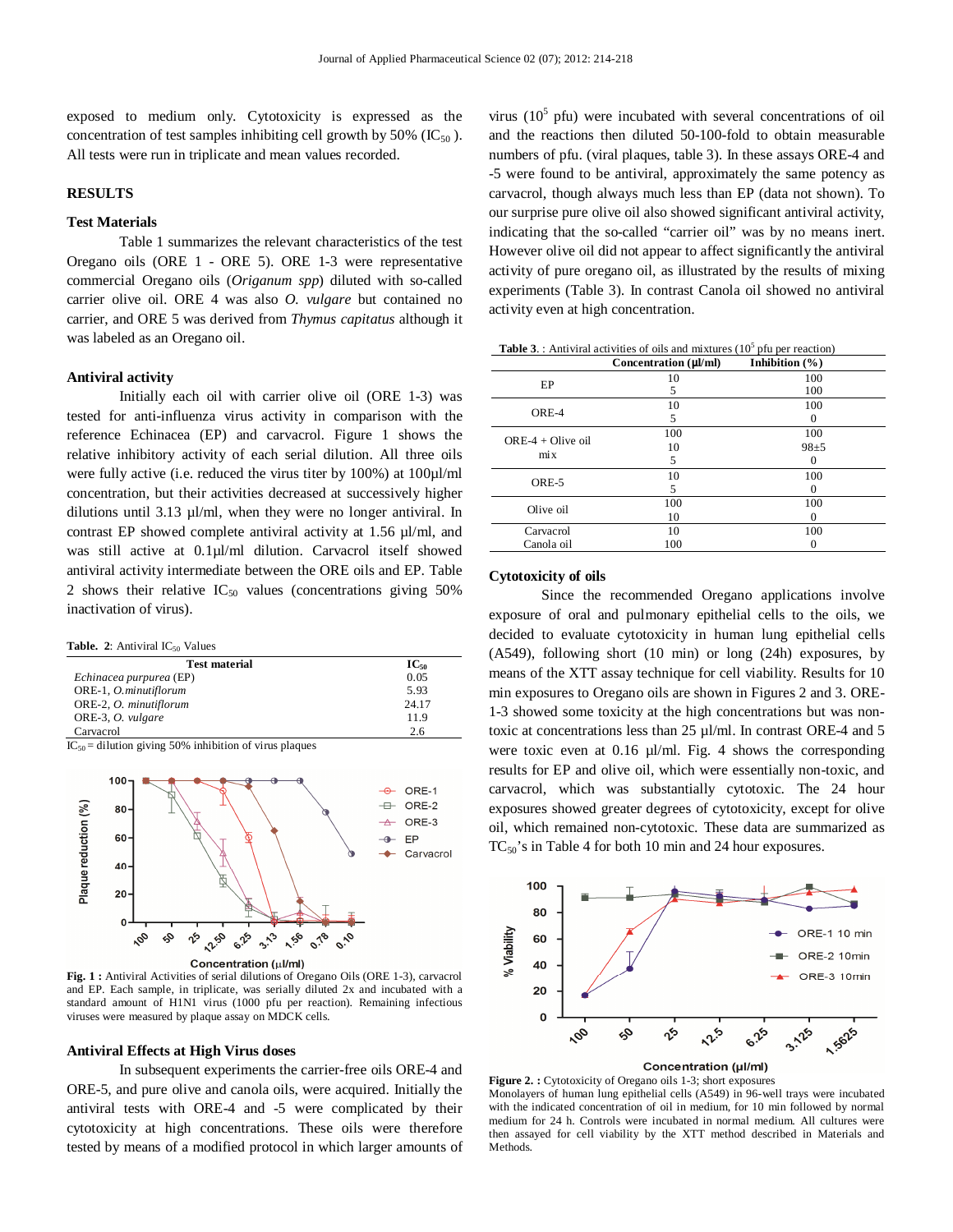exposed to medium only. Cytotoxicity is expressed as the concentration of test samples inhibiting cell growth by 50% ($IC_{50}$ ). All tests were run in triplicate and mean values recorded.

## RESULTS

### Test Materials

Table 1 summarizes the relevant characteristics of the test Oregano oils (ORE 1 - ORE 5). ORE 1-3 were representative commercial Oregano oils (*Origanum spp*) diluted with so-called carrier olive oil. ORE 4 was also *O. vulgare* but contained no carrier, and ORE 5 was derived from *Thymus capitatus* although it was labeled as an Oregano oil.

### Antiviral activity

Initially each oil with carrier olive oil (ORE 1-3) was tested for anti-influenza virus activity in comparison with the reference Echinacea (EP) and carvacrol. Figure 1 shows the relative inhibitory activity of each serial dilution. All three oils were fully active (i.e. reduced the virus titer by 100%) at 100µl/ml concentration, but their activities decreased at successively higher dilutions until 3.13 µl/ml, when they were no longer antiviral. In contrast EP showed complete antiviral activity at 1.56 µl/ml, and was still active at 0.1µl/ml dilution. Carvacrol itself showed antiviral activity intermediate between the ORE oils and EP. Table 2 shows their relative $IC_{50}$ values (concentrations giving 50% inactivation of virus).

**Table. 2**: Antiviral $IC_{50}$ Values

| Test material | $IC_{50}$ |
|---|---|
| *Echinacea purpurea* (EP) | 0.05 |
| ORE-1, *O.minutiflorum* | 5.93 |
| ORE-2, *O. minutiflorum* | 24.17 |
| ORE-3, *O. vulgare* | 11.9 |
| Carvacrol | 2.6 |

$IC_{50}$ = dilution giving 50% inhibition of virus plaques

**Fig. 1 :** Antiviral Activities of serial dilutions of Oregano Oils (ORE 1-3), carvacrol and EP. Each sample, in triplicate, was serially diluted 2x and incubated with a standard amount of H1N1 virus (1000 pfu per reaction). Remaining infectious viruses were measured by plaque assay on MDCK cells.

### Antiviral Effects at High Virus doses

In subsequent experiments the carrier-free oils ORE-4 and ORE-5, and pure olive and canola oils, were acquired. Initially the antiviral tests with ORE-4 and -5 were complicated by their cytotoxicity at high concentrations. These oils were therefore tested by means of a modified protocol in which larger amounts of virus ($10^5$ pfu) were incubated with several concentrations of oil and the reactions then diluted 50-100-fold to obtain measurable numbers of pfu. (viral plaques, table 3). In these assays ORE-4 and -5 were found to be antiviral, approximately the same potency as carvacrol, though always much less than EP (data not shown). To our surprise pure olive oil also showed significant antiviral activity, indicating that the so-called "carrier oil" was by no means inert. However olive oil did not appear to affect significantly the antiviral activity of pure oregano oil, as illustrated by the results of mixing experiments (Table 3). In contrast Canola oil showed no antiviral activity even at high concentration.

**Table 3.** : Antiviral activities of oils and mixtures ($10^5$ pfu per reaction)

| | Concentration (µl/ml) | Inhibition (%) |
|---|---|---|
| EP | 10 | 100 |
| | 5 | 100 |
| ORE-4 | 10 | 100 |
| | 5 | 0 |
| ORE-4 + Olive oil mix | 100 | 100 |
| | 10 | 98±5 |
| | 5 | 0 |
| ORE-5 | 10 | 100 |
| | 5 | 0 |
| Olive oil | 100 | 100 |
| | 10 | 0 |
| Carvacrol | 10 | 100 |
| Canola oil | 100 | 0 |

### Cytotoxicity of oils

Since the recommended Oregano applications involve exposure of oral and pulmonary epithelial cells to the oils, we decided to evaluate cytotoxicity in human lung epithelial cells (A549), following short (10 min) or long (24h) exposures, by means of the XTT assay technique for cell viability. Results for 10 min exposures to Oregano oils are shown in Figures 2 and 3. ORE-1-3 showed some toxicity at the high concentrations but was non-toxic at concentrations less than 25 µl/ml. In contrast ORE-4 and 5 were toxic even at 0.16 µl/ml. Fig. 4 shows the corresponding results for EP and olive oil, which were essentially non-toxic, and carvacrol, which was substantially cytotoxic. The 24 hour exposures showed greater degrees of cytotoxicity, except for olive oil, which remained non-cytotoxic. These data are summarized as $TC_{50}$'s in Table 4 for both 10 min and 24 hour exposures.

**Figure 2. :** Cytotoxicity of Oregano oils 1-3; short exposures
Monolayers of human lung epithelial cells (A549) in 96-well trays were incubated with the indicated concentration of oil in medium, for 10 min followed by normal medium for 24 h. Controls were incubated in normal medium. All cultures were then assayed for cell viability by the XTT method described in Materials and Methods.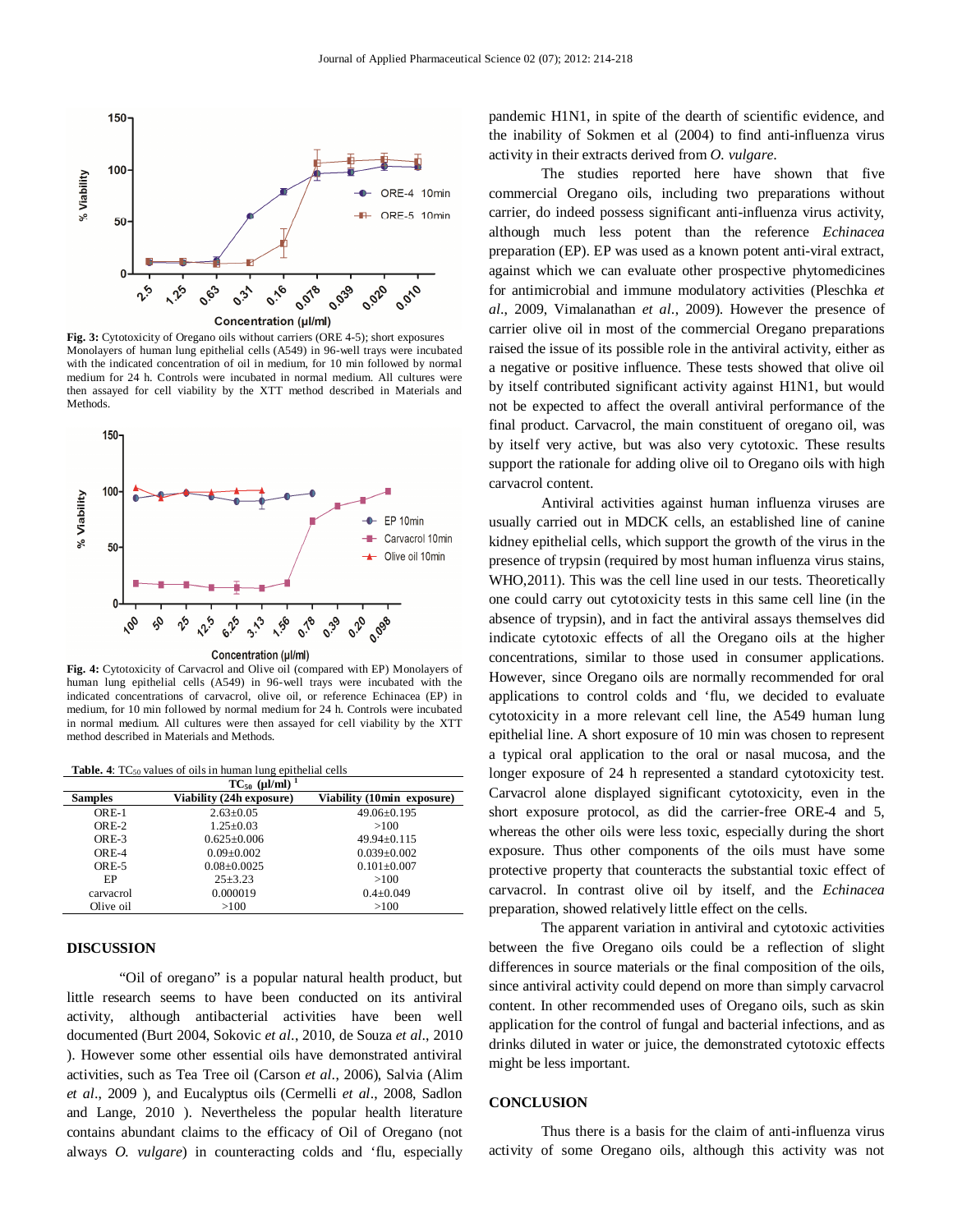Fig. 3: Cytotoxicity of Oregano oils without carriers (ORE 4-5); short exposures Monolayers of human lung epithelial cells (A549) in 96-well trays were incubated with the indicated concentration of oil in medium, for 10 min followed by normal medium for 24 h. Controls were incubated in normal medium. All cultures were then assayed for cell viability by the XTT method described in Materials and Methods.

Fig. 4: Cytotoxicity of Carvacrol and Olive oil (compared with EP) Monolayers of human lung epithelial cells (A549) in 96-well trays were incubated with the indicated concentrations of carvacrol, olive oil, or reference Echinacea (EP) in medium, for 10 min followed by normal medium for 24 h. Controls were incubated in normal medium. All cultures were then assayed for cell viability by the XTT method described in Materials and Methods.

**Table. 4**: $TC_{50}$ values of oils in human lung epithelial cells

| Samples | $TC_{50}$ (µl/ml) [1] Viability (24h exposure) | Viability (10min exposure) |
|---|---|---|
| ORE-1 | 2.63±0.05 | 49.06±0.195 |
| ORE-2 | 1.25±0.03 | >100 |
| ORE-3 | 0.625±0.006 | 49.94±0.115 |
| ORE-4 | 0.09±0.002 | 0.039±0.002 |
| ORE-5 | 0.08±0.0025 | 0.101±0.007 |
| EP | 25±3.23 | >100 |
| carvacrol | 0.000019 | 0.4±0.049 |
| Olive oil | >100 | >100 |

## DISCUSSION

"Oil of oregano" is a popular natural health product, but little research seems to have been conducted on its antiviral activity, although antibacterial activities have been well documented (Burt 2004, Sokovic *et al.*, 2010, de Souza *et al*., 2010 ). However some other essential oils have demonstrated antiviral activities, such as Tea Tree oil (Carson *et al*., 2006), Salvia (Alim *et al*., 2009 ), and Eucalyptus oils (Cermelli *et al*., 2008, Sadlon and Lange, 2010 ). Nevertheless the popular health literature contains abundant claims to the efficacy of Oil of Oregano (not always *O. vulgare*) in counteracting colds and 'flu, especially pandemic H1N1, in spite of the dearth of scientific evidence, and the inability of Sokmen et al (2004) to find anti-influenza virus activity in their extracts derived from *O. vulgare*.

The studies reported here have shown that five commercial Oregano oils, including two preparations without carrier, do indeed possess significant anti-influenza virus activity, although much less potent than the reference *Echinacea* preparation (EP). EP was used as a known potent anti-viral extract, against which we can evaluate other prospective phytomedicines for antimicrobial and immune modulatory activities (Pleschka *et al*., 2009, Vimalanathan *et al*., 2009). However the presence of carrier olive oil in most of the commercial Oregano preparations raised the issue of its possible role in the antiviral activity, either as a negative or positive influence. These tests showed that olive oil by itself contributed significant activity against H1N1, but would not be expected to affect the overall antiviral performance of the final product. Carvacrol, the main constituent of oregano oil, was by itself very active, but was also very cytotoxic. These results support the rationale for adding olive oil to Oregano oils with high carvacrol content.

Antiviral activities against human influenza viruses are usually carried out in MDCK cells, an established line of canine kidney epithelial cells, which support the growth of the virus in the presence of trypsin (required by most human influenza virus stains, WHO,2011). This was the cell line used in our tests. Theoretically one could carry out cytotoxicity tests in this same cell line (in the absence of trypsin), and in fact the antiviral assays themselves did indicate cytotoxic effects of all the Oregano oils at the higher concentrations, similar to those used in consumer applications. However, since Oregano oils are normally recommended for oral applications to control colds and 'flu, we decided to evaluate cytotoxicity in a more relevant cell line, the A549 human lung epithelial line. A short exposure of 10 min was chosen to represent a typical oral application to the oral or nasal mucosa, and the longer exposure of 24 h represented a standard cytotoxicity test. Carvacrol alone displayed significant cytotoxicity, even in the short exposure protocol, as did the carrier-free ORE-4 and 5, whereas the other oils were less toxic, especially during the short exposure. Thus other components of the oils must have some protective property that counteracts the substantial toxic effect of carvacrol. In contrast olive oil by itself, and the *Echinacea* preparation, showed relatively little effect on the cells.

The apparent variation in antiviral and cytotoxic activities between the five Oregano oils could be a reflection of slight differences in source materials or the final composition of the oils, since antiviral activity could depend on more than simply carvacrol content. In other recommended uses of Oregano oils, such as skin application for the control of fungal and bacterial infections, and as drinks diluted in water or juice, the demonstrated cytotoxic effects might be less important.

## CONCLUSION

Thus there is a basis for the claim of anti-influenza virus activity of some Oregano oils, although this activity was not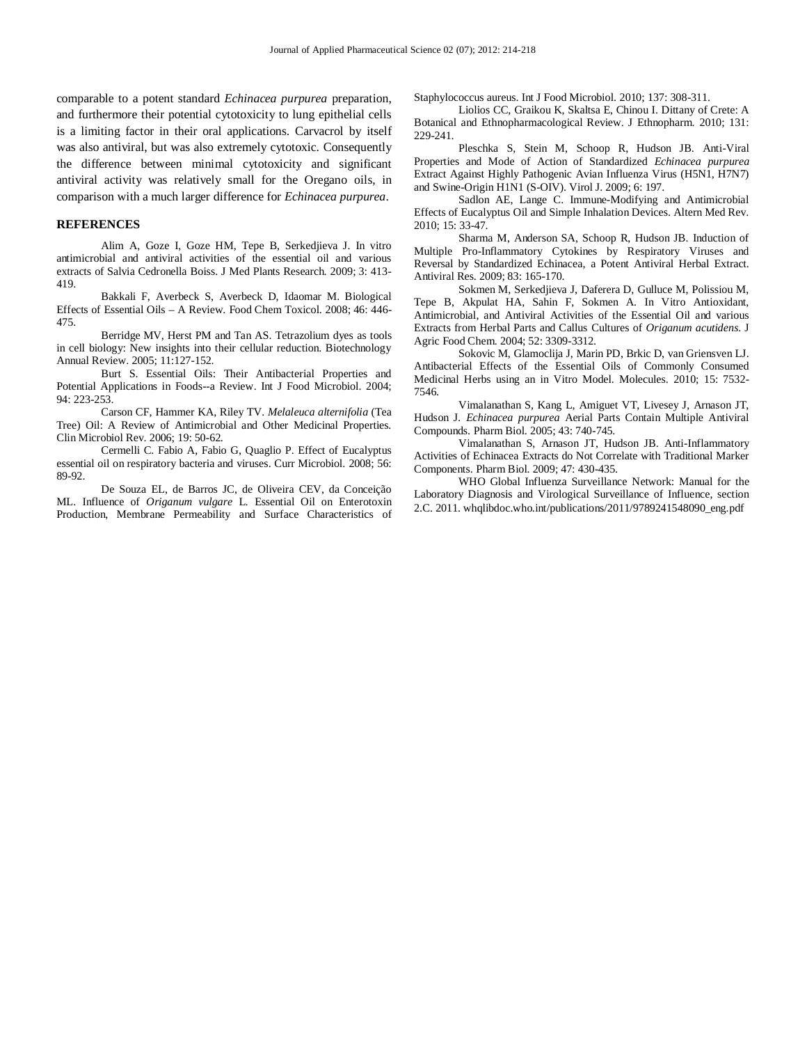comparable to a potent standard *Echinacea purpurea* preparation, and furthermore their potential cytotoxicity to lung epithelial cells is a limiting factor in their oral applications. Carvacrol by itself was also antiviral, but was also extremely cytotoxic. Consequently the difference between minimal cytotoxicity and significant antiviral activity was relatively small for the Oregano oils, in comparison with a much larger difference for *Echinacea purpurea*.

## REFERENCES

Alim A, Goze I, Goze HM, Tepe B, Serkedjieva J. In vitro antimicrobial and antiviral activities of the essential oil and various extracts of Salvia Cedronella Boiss. J Med Plants Research. 2009; 3: 413-419.

Bakkali F, Averbeck S, Averbeck D, Idaomar M. Biological Effects of Essential Oils – A Review. Food Chem Toxicol. 2008; 46: 446-475.

Berridge MV, Herst PM and Tan AS. Tetrazolium dyes as tools in cell biology: New insights into their cellular reduction. Biotechnology Annual Review. 2005; 11:127-152.

Burt S. Essential Oils: Their Antibacterial Properties and Potential Applications in Foods--a Review. Int J Food Microbiol. 2004; 94: 223-253.

Carson CF, Hammer KA, Riley TV. *Melaleuca alternifolia* (Tea Tree) Oil: A Review of Antimicrobial and Other Medicinal Properties. Clin Microbiol Rev. 2006; 19: 50-62.

Cermelli C. Fabio A, Fabio G, Quaglio P. Effect of Eucalyptus essential oil on respiratory bacteria and viruses. Curr Microbiol. 2008; 56: 89-92.

De Souza EL, de Barros JC, de Oliveira CEV, da Conceição ML. Influence of *Origanum vulgare* L. Essential Oil on Enterotoxin Production, Membrane Permeability and Surface Characteristics of Staphylococcus aureus. Int J Food Microbiol. 2010; 137: 308-311.

Liolios CC, Graikou K, Skaltsa E, Chinou I. Dittany of Crete: A Botanical and Ethnopharmacological Review. J Ethnopharm. 2010; 131: 229-241.

Pleschka S, Stein M, Schoop R, Hudson JB. Anti-Viral Properties and Mode of Action of Standardized *Echinacea purpurea* Extract Against Highly Pathogenic Avian Influenza Virus (H5N1, H7N7) and Swine-Origin H1N1 (S-OIV). Virol J. 2009; 6: 197.

Sadlon AE, Lange C. Immune-Modifying and Antimicrobial Effects of Eucalyptus Oil and Simple Inhalation Devices. Altern Med Rev. 2010; 15: 33-47.

Sharma M, Anderson SA, Schoop R, Hudson JB. Induction of Multiple Pro-Inflammatory Cytokines by Respiratory Viruses and Reversal by Standardized Echinacea, a Potent Antiviral Herbal Extract. Antiviral Res. 2009; 83: 165-170.

Sokmen M, Serkedjieva J, Daferera D, Gulluce M, Polissiou M, Tepe B, Akpulat HA, Sahin F, Sokmen A. In Vitro Antioxidant, Antimicrobial, and Antiviral Activities of the Essential Oil and various Extracts from Herbal Parts and Callus Cultures of *Origanum acutidens*. J Agric Food Chem. 2004; 52: 3309-3312.

Sokovic M, Glamoclija J, Marin PD, Brkic D, van Griensven LJ. Antibacterial Effects of the Essential Oils of Commonly Consumed Medicinal Herbs using an in Vitro Model. Molecules. 2010; 15: 7532-7546.

Vimalanathan S, Kang L, Amiguet VT, Livesey J, Arnason JT, Hudson J. *Echinacea purpurea* Aerial Parts Contain Multiple Antiviral Compounds. Pharm Biol. 2005; 43: 740-745.

Vimalanathan S, Arnason JT, Hudson JB. Anti-Inflammatory Activities of Echinacea Extracts do Not Correlate with Traditional Marker Components. Pharm Biol. 2009; 47: 430-435.

WHO Global Influenza Surveillance Network: Manual for the Laboratory Diagnosis and Virological Surveillance of Influence, section 2.C. 2011. whqlibdoc.who.int/publications/2011/9789241548090_eng.pdf